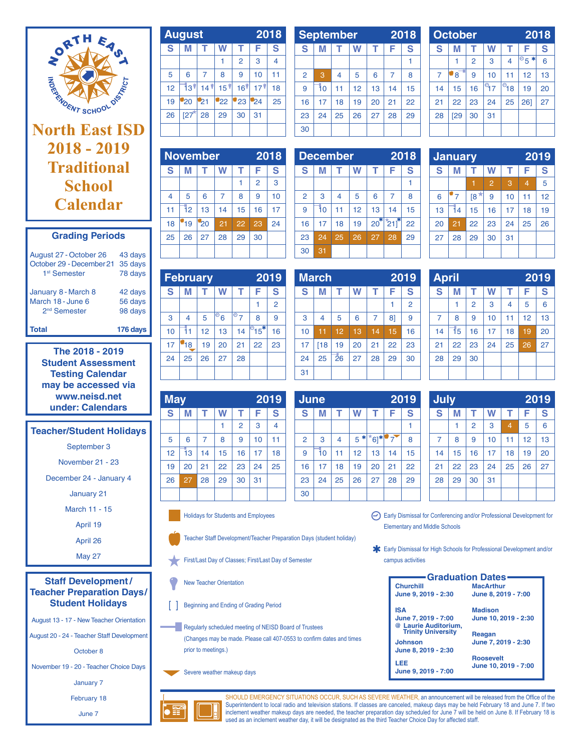# North East ISD 2018 - 2019 Traditional School Calendar

## Grading Periods

| Period | Days |
|---|---|
| August 27 - October 26 | 43 days |
| October 29 - December 21 | 35 days |
| 1st Semester | 78 days |
| January 8 - March 8 | 42 days |
| March 18 - June 6 | 56 days |
| 2nd Semester | 98 days |
| **Total** | **176 days** |

**The 2018 - 2019 Student Assessment Testing Calendar may be accessed via www.neisd.net under: Calendars**

## Teacher/Student Holidays

- September 3
- November 21 - 23
- December 24 - January 4
- January 21
- March 11 - 15
- April 19
- April 26
- May 27

## Staff Development / Teacher Preparation Days/ Student Holidays

- August 13 - 17 - New Teacher Orientation
- August 20 - 24 - Teacher Staff Development
- October 8
- November 19 - 20 - Teacher Choice Days
- January 7
- February 18
- June 7

## August 2018

| S | M | T | W | T | F | S |
|---|---|---|---|---|---|---|
| | | | 1 | 2 | 3 | 4 |
| 5 | 6 | 7 | 8 | 9 | 10 | 11 |
| 12 | 13 | 14 | 15 | 16 | 17 | 18 |
| 19 | 20 | 21 | 22 | 23 | 24 | 25 |
| 26 | [27 | 28 | 29 | 30 | 31 | |

## September 2018

| S | M | T | W | T | F | S |
|---|---|---|---|---|---|---|
| | | | | | | 1 |
| 2 | 3 | 4 | 5 | 6 | 7 | 8 |
| 9 | 10 | 11 | 12 | 13 | 14 | 15 |
| 16 | 17 | 18 | 19 | 20 | 21 | 22 |
| 23 | 24 | 25 | 26 | 27 | 28 | 29 |
| 30 | | | | | | |

## October 2018

| S | M | T | W | T | F | S |
|---|---|---|---|---|---|---|
| | 1 | 2 | 3 | 4 | 5 * | 6 |
| 7 | 8 | 9 | 10 | 11 | 12 | 13 |
| 14 | 15 | 16 | 17 | 18 | 19 | 20 |
| 21 | 22 | 23 | 24 | 25 | 26] | 27 |
| 28 | [29 | 30 | 31 | | | |

## November 2018

| S | M | T | W | T | F | S |
|---|---|---|---|---|---|---|
| | | | | 1 | 2 | 3 |
| 4 | 5 | 6 | 7 | 8 | 9 | 10 |
| 11 | 12 | 13 | 14 | 15 | 16 | 17 |
| 18 | 19 | 20 | 21 | 22 | 23 | 24 |
| 25 | 26 | 27 | 28 | 29 | 30 | |

## December 2018

| S | M | T | W | T | F | S |
|---|---|---|---|---|---|---|
| | | | | | | 1 |
| 2 | 3 | 4 | 5 | 6 | 7 | 8 |
| 9 | 10 | 11 | 12 | 13 | 14 | 15 |
| 16 | 17 | 18 | 19 | 20* | 21]* | 22 |
| 23 | 24 | 25 | 26 | 27 | 28 | 29 |
| 30 | 31 | | | | | |

## January 2019

| S | M | T | W | T | F | S |
|---|---|---|---|---|---|---|
| | | 1 | 2 | 3 | 4 | 5 |
| 6 | 7 | [8 | 9 | 10 | 11 | 12 |
| 13 | 14 | 15 | 16 | 17 | 18 | 19 |
| 20 | 21 | 22 | 23 | 24 | 25 | 26 |
| 27 | 28 | 29 | 30 | 31 | | |

## February 2019

| S | M | T | W | T | F | S |
|---|---|---|---|---|---|---|
| | | | | | 1 | 2 |
| 3 | 4 | 5 | 6 | 7 | 8 | 9 |
| 10 | 11 | 12 | 13 | 14 | 15* | 16 |
| 17 | 18 | 19 | 20 | 21 | 22 | 23 |
| 24 | 25 | 26 | 27 | 28 | | |

## March 2019

| S | M | T | W | T | F | S |
|---|---|---|---|---|---|---|
| | | | | | 1 | 2 |
| 3 | 4 | 5 | 6 | 7 | 8] | 9 |
| 10 | 11 | 12 | 13 | 14 | 15 | 16 |
| 17 | [18 | 19 | 20 | 21 | 22 | 23 |
| 24 | 25 | 26 | 27 | 28 | 29 | 30 |
| 31 | | | | | | |

## April 2019

| S | M | T | W | T | F | S |
|---|---|---|---|---|---|---|
| | 1 | 2 | 3 | 4 | 5 | 6 |
| 7 | 8 | 9 | 10 | 11 | 12 | 13 |
| 14 | 15 | 16 | 17 | 18 | 19 | 20 |
| 21 | 22 | 23 | 24 | 25 | 26 | 27 |
| 28 | 29 | 30 | | | | |

## May 2019

| S | M | T | W | T | F | S |
|---|---|---|---|---|---|---|
| | | | 1 | 2 | 3 | 4 |
| 5 | 6 | 7 | 8 | 9 | 10 | 11 |
| 12 | 13 | 14 | 15 | 16 | 17 | 18 |
| 19 | 20 | 21 | 22 | 23 | 24 | 25 |
| 26 | 27 | 28 | 29 | 30 | 31 | |

## June 2019

| S | M | T | W | T | F | S |
|---|---|---|---|---|---|---|
| | | | | | | 1 |
| 2 | 3 | 4 | 5 * | 6]* | 7 | 8 |
| 9 | 10 | 11 | 12 | 13 | 14 | 15 |
| 16 | 17 | 18 | 19 | 20 | 21 | 22 |
| 23 | 24 | 25 | 26 | 27 | 28 | 29 |
| 30 | | | | | | |

## July 2019

| S | M | T | W | T | F | S |
|---|---|---|---|---|---|---|
| | 1 | 2 | 3 | 4 | 5 | 6 |
| 7 | 8 | 9 | 10 | 11 | 12 | 13 |
| 14 | 15 | 16 | 17 | 18 | 19 | 20 |
| 21 | 22 | 23 | 24 | 25 | 26 | 27 |
| 28 | 29 | 30 | 31 | | | |

## Legend

- Holidays for Students and Employees
- Teacher Staff Development/Teacher Preparation Days (student holiday)
- First/Last Day of Classes; First/Last Day of Semester
- New Teacher Orientation
- [ ] Beginning and Ending of Grading Period
- Regularly scheduled meeting of NEISD Board of Trustees (Changes may be made. Please call 407-0553 to confirm dates and times prior to meetings.)
- Severe weather makeup days
- Early Dismissal for Conferencing and/or Professional Development for Elementary and Middle Schools
- * Early Dismissal for High Schools for Professional Development and/or campus activities

## Graduation Dates

| | |
|---|---|
| **Churchill** June 9, 2019 - 2:30 | **MacArthur** June 8, 2019 - 7:00 |
| **ISA** June 7, 2019 - 7:00 @ Laurie Auditorium, Trinity University | **Madison** June 10, 2019 - 2:30 |
| **Johnson** June 8, 2019 - 2:30 | **Reagan** June 7, 2019 - 2:30 |
| **LEE** June 9, 2019 - 7:00 | **Roosevelt** June 10, 2019 - 7:00 |

SHOULD EMERGENCY SITUATIONS OCCUR, SUCH AS SEVERE WEATHER, an announcement will be released from the Office of the Superintendent to local radio and television stations. If classes are canceled, makeup days may be held February 18 and June 7. If two inclement weather makeup days are needed, the teacher preparation day scheduled for June 7 will be held on June 8, 2019. If February 18 is used as an inclement weather day, it will be designated as the third Teacher Choice Day for affected staff.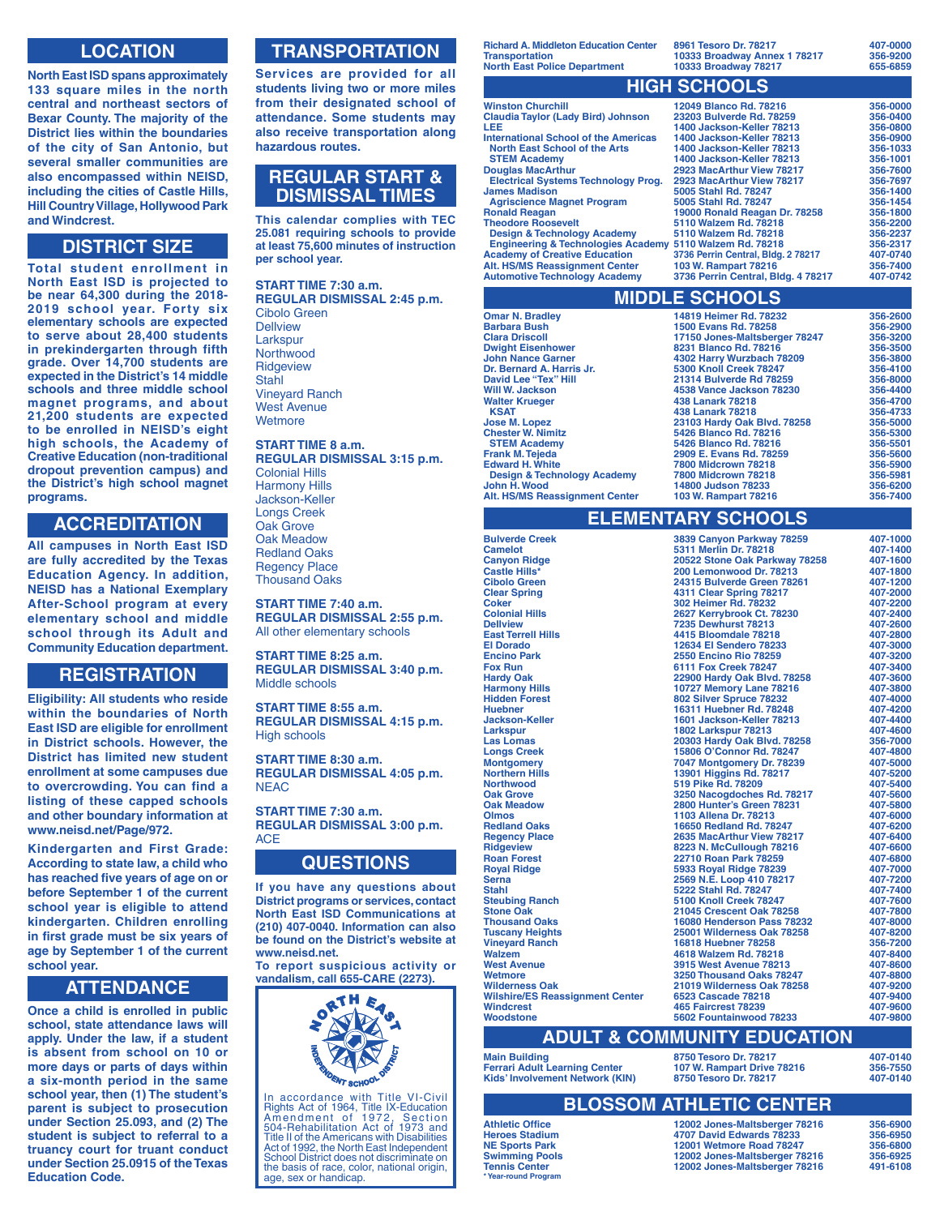## LOCATION

**North East ISD spans approximately 133 square miles in the north central and northeast sectors of Bexar County. The majority of the District lies within the boundaries of the city of San Antonio, but several smaller communities are also encompassed within NEISD, including the cities of Castle Hills, Hill Country Village, Hollywood Park and Windcrest.**

## DISTRICT SIZE

**Total student enrollment in North East ISD is projected to be near 64,300 during the 2018-2019 school year. Forty six elementary schools are expected to serve about 28,400 students in prekindergarten through fifth grade. Over 14,700 students are expected in the District's 14 middle schools and three middle school magnet programs, and about 21,200 students are expected to be enrolled in NEISD's eight high schools, the Academy of Creative Education (non-traditional dropout prevention campus) and the District's high school magnet programs.**

## ACCREDITATION

**All campuses in North East ISD are fully accredited by the Texas Education Agency. In addition, NEISD has a National Exemplary After-School program at every elementary school and middle school through its Adult and Community Education department.**

## REGISTRATION

**Eligibility: All students who reside within the boundaries of North East ISD are eligible for enrollment in District schools. However, the District has limited new student enrollment at some campuses due to overcrowding. You can find a listing of these capped schools and other boundary information at www.neisd.net/Page/972.**

**Kindergarten and First Grade: According to state law, a child who has reached five years of age on or before September 1 of the current school year is eligible to attend kindergarten. Children enrolling in first grade must be six years of age by September 1 of the current school year.**

## ATTENDANCE

**Once a child is enrolled in public school, state attendance laws will apply. Under the law, if a student is absent from school on 10 or more days or parts of days within a six-month period in the same school year, then (1) The student's parent is subject to prosecution under Section 25.093, and (2) The student is subject to referral to a truancy court for truant conduct under Section 25.0915 of the Texas Education Code.**

## TRANSPORTATION

**Services are provided for all students living two or more miles from their designated school of attendance. Some students may also receive transportation along hazardous routes.**

## REGULAR START & DISMISSAL TIMES

**This calendar complies with TEC 25.081 requiring schools to provide at least 75,600 minutes of instruction per school year.**

**START TIME 7:30 a.m.**
**REGULAR DISMISSAL 2:45 p.m.**
Cibolo Green
Dellview
Larkspur
Northwood
Ridgeview
Stahl
Vineyard Ranch
West Avenue
Wetmore

**START TIME 8 a.m.**
**REGULAR DISMISSAL 3:15 p.m.**
Colonial Hills
Harmony Hills
Jackson-Keller
Longs Creek
Oak Grove
Oak Meadow
Redland Oaks
Regency Place
Thousand Oaks

**START TIME 7:40 a.m.**
**REGULAR DISMISSAL 2:55 p.m.**
All other elementary schools

**START TIME 8:25 a.m.**
**REGULAR DISMISSAL 3:40 p.m.**
Middle schools

**START TIME 8:55 a.m.**
**REGULAR DISMISSAL 4:15 p.m.**
High schools

**START TIME 8:30 a.m.**
**REGULAR DISMISSAL 4:05 p.m.**
NEAC

**START TIME 7:30 a.m.**
**REGULAR DISMISSAL 3:00 p.m.**
ACE

## QUESTIONS

**If you have any questions about District programs or services, contact North East ISD Communications at (210) 407-0040. Information can also be found on the District's website at www.neisd.net.**

**To report suspicious activity or vandalism, call 655-CARE (2273).**

NORTH EAST INDEPENDENT SCHOOL DISTRICT

In accordance with Title VI-Civil Rights Act of 1964, Title IX-Education Amendment of 1972, Section 504-Rehabilitation Act of 1973 and Title II of the Americans with Disabilities Act of 1992, the North East Independent School District does not discriminate on the basis of race, color, national origin, age, sex or handicap.

| | | |
|---|---|---|
| Richard A. Middleton Education Center | 8961 Tesoro Dr. 78217 | 407-0000 |
| Transportation | 10333 Broadway Annex 1 78217 | 356-9200 |
| North East Police Department | 10333 Broadway 78217 | 655-6859 |

## HIGH SCHOOLS

| | | |
|---|---|---|
| Winston Churchill | 12049 Blanco Rd. 78216 | 356-0000 |
| Claudia Taylor (Lady Bird) Johnson | 23203 Bulverde Rd. 78259 | 356-0400 |
| LEE | 1400 Jackson-Keller 78213 | 356-0800 |
| International School of the Americas | 1400 Jackson-Keller 78213 | 356-0900 |
| North East School of the Arts | 1400 Jackson-Keller 78213 | 356-1033 |
| STEM Academy | 1400 Jackson-Keller 78213 | 356-1001 |
| Douglas MacArthur | 2923 MacArthur View 78217 | 356-7600 |
| Electrical Systems Technology Prog. | 2923 MacArthur View 78217 | 356-7697 |
| James Madison | 5005 Stahl Rd. 78247 | 356-1400 |
| Agriscience Magnet Program | 5005 Stahl Rd. 78247 | 356-1454 |
| Ronald Reagan | 19000 Ronald Reagan Dr. 78258 | 356-1800 |
| Theodore Roosevelt | 5110 Walzem Rd. 78218 | 356-2200 |
| Design & Technology Academy | 5110 Walzem Rd. 78218 | 356-2237 |
| Engineering & Technologies Academy | 5110 Walzem Rd. 78218 | 356-2317 |
| Academy of Creative Education | 3736 Perrin Central, Bldg. 2 78217 | 407-0740 |
| Alt. HS/MS Reassignment Center | 103 W. Rampart 78216 | 356-7400 |
| Automotive Technology Academy | 3736 Perrin Central, Bldg. 4 78217 | 407-0742 |

## MIDDLE SCHOOLS

| | | |
|---|---|---|
| Omar N. Bradley | 14819 Heimer Rd. 78232 | 356-2600 |
| Barbara Bush | 1500 Evans Rd. 78258 | 356-2900 |
| Clara Driscoll | 17150 Jones-Maltsberger 78247 | 356-3200 |
| Dwight Eisenhower | 8231 Blanco Rd. 78216 | 356-3500 |
| John Nance Garner | 4302 Harry Wurzbach 78209 | 356-3800 |
| Dr. Bernard A. Harris Jr. | 5300 Knoll Creek 78247 | 356-4100 |
| David Lee "Tex" Hill | 21314 Bulverde Rd 78259 | 356-8000 |
| Will W. Jackson | 4538 Vance Jackson 78230 | 356-4400 |
| Walter Krueger | 438 Lanark 78218 | 356-4700 |
| KSAT | 438 Lanark 78218 | 356-4733 |
| Jose M. Lopez | 23103 Hardy Oak Blvd. 78258 | 356-5000 |
| Chester W. Nimitz | 5426 Blanco Rd. 78216 | 356-5300 |
| STEM Academy | 5426 Blanco Rd. 78216 | 356-5501 |
| Frank M. Tejeda | 2909 E. Evans Rd. 78259 | 356-5600 |
| Edward H. White | 7800 Midcrown 78218 | 356-5900 |
| Design & Technology Academy | 7800 Midcrown 78218 | 356-5981 |
| John H. Wood | 14800 Judson 78233 | 356-6200 |
| Alt. HS/MS Reassignment Center | 103 W. Rampart 78216 | 356-7400 |

## ELEMENTARY SCHOOLS

| | | |
|---|---|---|
| Bulverde Creek | 3839 Canyon Parkway 78259 | 407-1000 |
| Camelot | 5311 Merlin Dr. 78218 | 407-1400 |
| Canyon Ridge | 20522 Stone Oak Parkway 78258 | 407-1600 |
| Castle Hills* | 200 Lemonwood Dr. 78213 | 407-1800 |
| Cibolo Green | 24315 Bulverde Green 78261 | 407-1200 |
| Clear Spring | 4311 Clear Spring 78217 | 407-2000 |
| Coker | 302 Heimer Rd. 78232 | 407-2200 |
| Colonial Hills | 2627 Kerrybrook Ct. 78230 | 407-2400 |
| Dellview | 7235 Dewhurst 78213 | 407-2600 |
| East Terrell Hills | 4415 Bloomdale 78218 | 407-2800 |
| El Dorado | 12634 El Sendero 78233 | 407-3000 |
| Encino Park | 2550 Encino Rio 78259 | 407-3200 |
| Fox Run | 6111 Fox Creek 78247 | 407-3400 |
| Hardy Oak | 22900 Hardy Oak Blvd. 78258 | 407-3600 |
| Harmony Hills | 10727 Memory Lane 78216 | 407-3800 |
| Hidden Forest | 802 Silver Spruce 78232 | 407-4000 |
| Huebner | 16311 Huebner Rd. 78248 | 407-4200 |
| Jackson-Keller | 1601 Jackson-Keller 78213 | 407-4400 |
| Larkspur | 1802 Larkspur 78213 | 407-4600 |
| Las Lomas | 20303 Hardy Oak Blvd. 78258 | 356-7000 |
| Longs Creek | 15806 O'Connor Rd. 78247 | 407-4800 |
| Montgomery | 7047 Montgomery Dr. 78239 | 407-5000 |
| Northern Hills | 13901 Higgins Rd. 78217 | 407-5200 |
| Northwood | 519 Pike Rd. 78209 | 407-5400 |
| Oak Grove | 3250 Nacogdoches Rd. 78217 | 407-5600 |
| Oak Meadow | 2800 Hunter's Green 78231 | 407-5800 |
| Olmos | 1103 Allena Dr. 78213 | 407-6000 |
| Redland Oaks | 16650 Redland Rd. 78247 | 407-6200 |
| Regency Place | 2635 MacArthur View 78217 | 407-6400 |
| Ridgeview | 8223 N. McCullough 78216 | 407-6600 |
| Roan Forest | 22710 Roan Park 78259 | 407-6800 |
| Royal Ridge | 5933 Royal Ridge 78239 | 407-7000 |
| Serna | 2569 N.E. Loop 410 78217 | 407-7200 |
| Stahl | 5222 Stahl Rd. 78247 | 407-7400 |
| Steubing Ranch | 5100 Knoll Creek 78247 | 407-7600 |
| Stone Oak | 21045 Crescent Oak 78258 | 407-7800 |
| Thousand Oaks | 16080 Henderson Pass 78232 | 407-8000 |
| Tuscany Heights | 25001 Wilderness Oak 78258 | 407-8200 |
| Vineyard Ranch | 16818 Huebner 78258 | 356-7200 |
| Walzem | 4618 Walzem Rd. 78218 | 407-8400 |
| West Avenue | 3915 West Avenue 78213 | 407-8600 |
| Wetmore | 3250 Thousand Oaks 78247 | 407-8800 |
| Wilderness Oak | 21019 Wilderness Oak 78258 | 407-9200 |
| Wilshire/ES Reassignment Center | 6523 Cascade 78218 | 407-9400 |
| Windcrest | 465 Faircrest 78239 | 407-9600 |
| Woodstone | 5602 Fountainwood 78233 | 407-9800 |

## ADULT & COMMUNITY EDUCATION

| | | |
|---|---|---|
| Main Building | 8750 Tesoro Dr. 78217 | 407-0140 |
| Ferrari Adult Learning Center | 107 W. Rampart Drive 78216 | 356-7550 |
| Kids' Involvement Network (KIN) | 8750 Tesoro Dr. 78217 | 407-0140 |

## BLOSSOM ATHLETIC CENTER

| | | |
|---|---|---|
| Athletic Office | 12002 Jones-Maltsberger 78216 | 356-6900 |
| Heroes Stadium | 4707 David Edwards 78233 | 356-6950 |
| NE Sports Park | 12001 Wetmore Road 78247 | 356-6800 |
| Swimming Pools | 12002 Jones-Maltsberger 78216 | 356-6925 |
| Tennis Center | 12002 Jones-Maltsberger 78216 | 491-6108 |

* Year-round Program